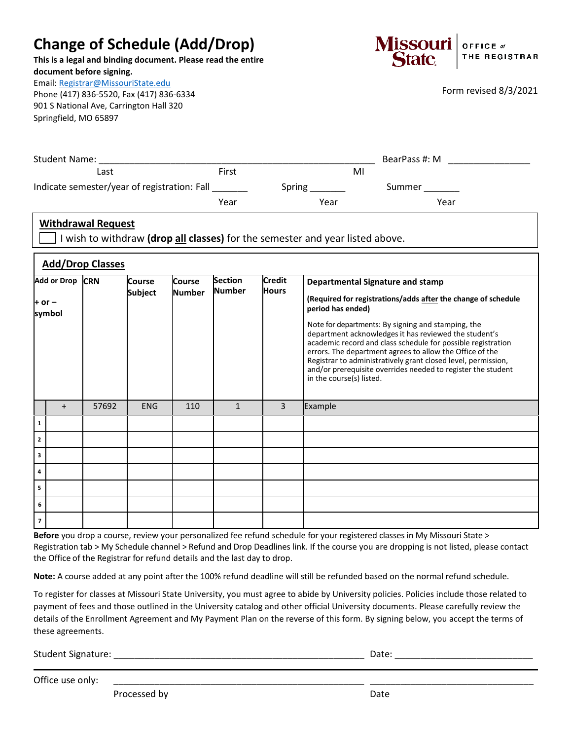# Change of Schedule (Add/Drop)

**This is a legal and binding document. Please read the entire document before signing.**

Email: Registrar@MissouriState.edu
Phone (417) 836-5520, Fax (417) 836-6334
901 S National Ave, Carrington Hall 320
Springfield, MO 65897

Missouri State | OFFICE of THE REGISTRAR

Form revised 8/3/2021

Student Name: ______________________________________________ BearPass #: M ______________
Last First MI

Indicate semester/year of registration: Fall _______ Spring _______ Summer _______
Year Year Year

## Withdrawal Request

☐ I wish to withdraw **(drop all classes)** for the semester and year listed above.

## Add/Drop Classes

| | Add or Drop + or – symbol | CRN | Course Subject | Course Number | Section Number | Credit Hours | **Departmental Signature and stamp** **(Required for registrations/adds after the change of schedule period has ended)** Note for departments: By signing and stamping, the department acknowledges it has reviewed the student's academic record and class schedule for possible registration errors. The department agrees to allow the Office of the Registrar to administratively grant closed level, permission, and/or prerequisite overrides needed to register the student in the course(s) listed. |
|---|---|---|---|---|---|---|---|
| | + | 57692 | ENG | 110 | 1 | 3 | Example |
| 1 | | | | | | | |
| 2 | | | | | | | |
| 3 | | | | | | | |
| 4 | | | | | | | |
| 5 | | | | | | | |
| 6 | | | | | | | |
| 7 | | | | | | | |

**Before** you drop a course, review your personalized fee refund schedule for your registered classes in My Missouri State > Registration tab > My Schedule channel > Refund and Drop Deadlines link. If the course you are dropping is not listed, please contact the Office of the Registrar for refund details and the last day to drop.

**Note:** A course added at any point after the 100% refund deadline will still be refunded based on the normal refund schedule.

To register for classes at Missouri State University, you must agree to abide by University policies. Policies include those related to payment of fees and those outlined in the University catalog and other official University documents. Please carefully review the details of the Enrollment Agreement and My Payment Plan on the reverse of this form. By signing below, you accept the terms of these agreements.

Student Signature: ______________________________________________ Date: ________________________

Office use only: ______________________________________________ ______________________________
Processed by Date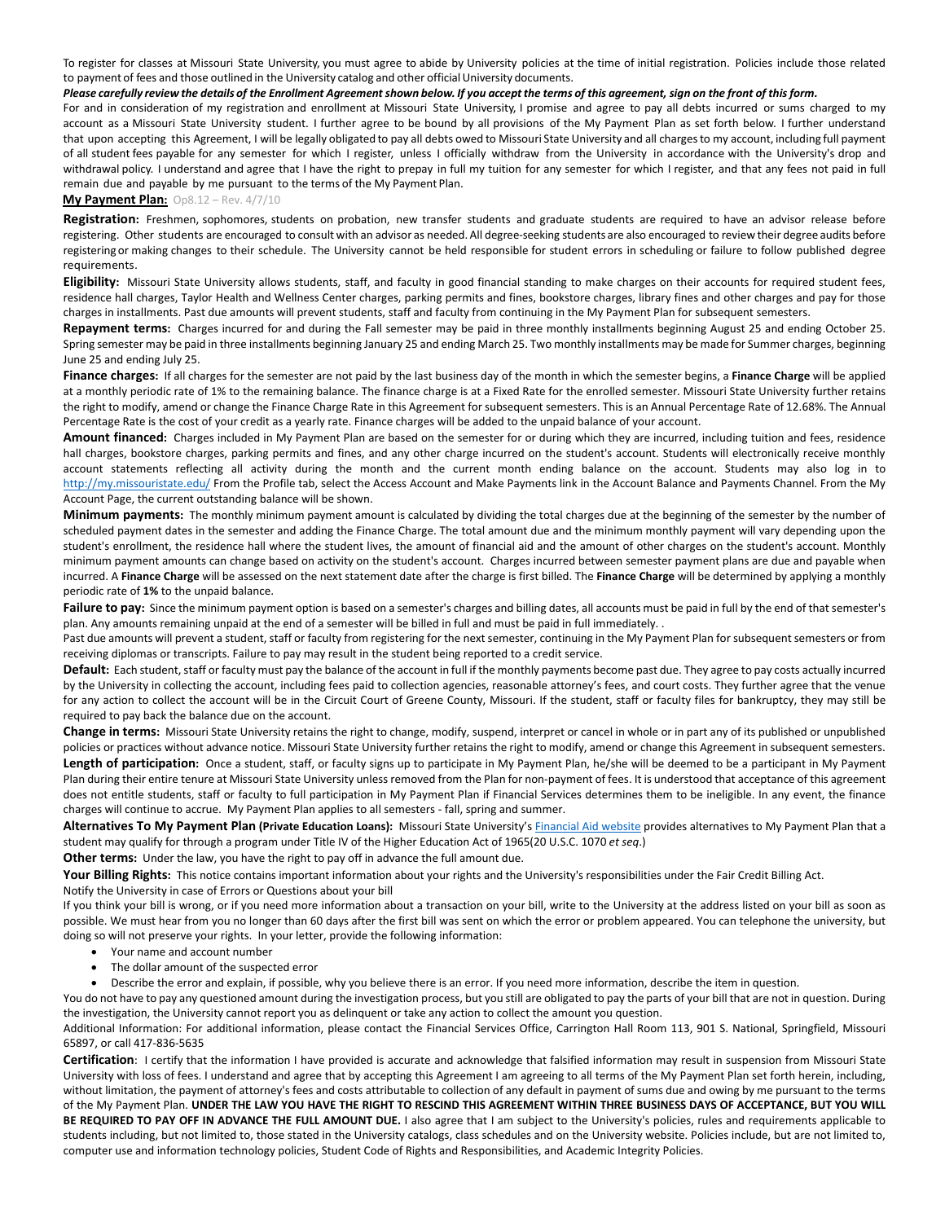To register for classes at Missouri State University, you must agree to abide by University policies at the time of initial registration. Policies include those related to payment of fees and those outlined in the University catalog and other official University documents.

***Please carefully review the details of the Enrollment Agreement shown below. If you accept the terms of this agreement, sign on the front of this form.***

For and in consideration of my registration and enrollment at Missouri State University, I promise and agree to pay all debts incurred or sums charged to my account as a Missouri State University student. I further agree to be bound by all provisions of the My Payment Plan as set forth below. I further understand that upon accepting this Agreement, I will be legally obligated to pay all debts owed to Missouri State University and all charges to my account, including full payment of all student fees payable for any semester for which I register, unless I officially withdraw from the University in accordance with the University's drop and withdrawal policy. I understand and agree that I have the right to prepay in full my tuition for any semester for which I register, and that any fees not paid in full remain due and payable by me pursuant to the terms of the My Payment Plan.

**My Payment Plan:** Op8.12 – Rev. 4/7/10

**Registration:** Freshmen, sophomores, students on probation, new transfer students and graduate students are required to have an advisor release before registering. Other students are encouraged to consult with an advisor as needed. All degree-seeking students are also encouraged to review their degree audits before registering or making changes to their schedule. The University cannot be held responsible for student errors in scheduling or failure to follow published degree requirements.

**Eligibility:** Missouri State University allows students, staff, and faculty in good financial standing to make charges on their accounts for required student fees, residence hall charges, Taylor Health and Wellness Center charges, parking permits and fines, bookstore charges, library fines and other charges and pay for those charges in installments. Past due amounts will prevent students, staff and faculty from continuing in the My Payment Plan for subsequent semesters.

**Repayment terms:** Charges incurred for and during the Fall semester may be paid in three monthly installments beginning August 25 and ending October 25. Spring semester may be paid in three installments beginning January 25 and ending March 25. Two monthly installments may be made for Summer charges, beginning June 25 and ending July 25.

**Finance charges:** If all charges for the semester are not paid by the last business day of the month in which the semester begins, a **Finance Charge** will be applied at a monthly periodic rate of 1% to the remaining balance. The finance charge is at a Fixed Rate for the enrolled semester. Missouri State University further retains the right to modify, amend or change the Finance Charge Rate in this Agreement for subsequent semesters. This is an Annual Percentage Rate of 12.68%. The Annual Percentage Rate is the cost of your credit as a yearly rate. Finance charges will be added to the unpaid balance of your account.

**Amount financed:** Charges included in My Payment Plan are based on the semester for or during which they are incurred, including tuition and fees, residence hall charges, bookstore charges, parking permits and fines, and any other charge incurred on the student's account. Students will electronically receive monthly account statements reflecting all activity during the month and the current month ending balance on the account. Students may also log in to http://my.missouristate.edu/ From the Profile tab, select the Access Account and Make Payments link in the Account Balance and Payments Channel. From the My Account Page, the current outstanding balance will be shown.

**Minimum payments:** The monthly minimum payment amount is calculated by dividing the total charges due at the beginning of the semester by the number of scheduled payment dates in the semester and adding the Finance Charge. The total amount due and the minimum monthly payment will vary depending upon the student's enrollment, the residence hall where the student lives, the amount of financial aid and the amount of other charges on the student's account. Monthly minimum payment amounts can change based on activity on the student's account. Charges incurred between semester payment plans are due and payable when incurred. A **Finance Charge** will be assessed on the next statement date after the charge is first billed. The **Finance Charge** will be determined by applying a monthly periodic rate of **1%** to the unpaid balance.

**Failure to pay:** Since the minimum payment option is based on a semester's charges and billing dates, all accounts must be paid in full by the end of that semester's plan. Any amounts remaining unpaid at the end of a semester will be billed in full and must be paid in full immediately. .

Past due amounts will prevent a student, staff or faculty from registering for the next semester, continuing in the My Payment Plan for subsequent semesters or from receiving diplomas or transcripts. Failure to pay may result in the student being reported to a credit service.

**Default:** Each student, staff or faculty must pay the balance of the account in full if the monthly payments become past due. They agree to pay costs actually incurred by the University in collecting the account, including fees paid to collection agencies, reasonable attorney's fees, and court costs. They further agree that the venue for any action to collect the account will be in the Circuit Court of Greene County, Missouri. If the student, staff or faculty files for bankruptcy, they may still be required to pay back the balance due on the account.

**Change in terms:** Missouri State University retains the right to change, modify, suspend, interpret or cancel in whole or in part any of its published or unpublished policies or practices without advance notice. Missouri State University further retains the right to modify, amend or change this Agreement in subsequent semesters.

**Length of participation:** Once a student, staff, or faculty signs up to participate in My Payment Plan, he/she will be deemed to be a participant in My Payment Plan during their entire tenure at Missouri State University unless removed from the Plan for non-payment of fees. It is understood that acceptance of this agreement does not entitle students, staff or faculty to full participation in My Payment Plan if Financial Services determines them to be ineligible. In any event, the finance charges will continue to accrue. My Payment Plan applies to all semesters - fall, spring and summer.

**Alternatives To My Payment Plan (Private Education Loans):** Missouri State University's Financial Aid website provides alternatives to My Payment Plan that a student may qualify for through a program under Title IV of the Higher Education Act of 1965(20 U.S.C. 1070 *et seq*.)

**Other terms:** Under the law, you have the right to pay off in advance the full amount due.

**Your Billing Rights:** This notice contains important information about your rights and the University's responsibilities under the Fair Credit Billing Act.

Notify the University in case of Errors or Questions about your bill

If you think your bill is wrong, or if you need more information about a transaction on your bill, write to the University at the address listed on your bill as soon as possible. We must hear from you no longer than 60 days after the first bill was sent on which the error or problem appeared. You can telephone the university, but doing so will not preserve your rights. In your letter, provide the following information:

- Your name and account number
- The dollar amount of the suspected error
- Describe the error and explain, if possible, why you believe there is an error. If you need more information, describe the item in question.

You do not have to pay any questioned amount during the investigation process, but you still are obligated to pay the parts of your bill that are not in question. During the investigation, the University cannot report you as delinquent or take any action to collect the amount you question.

Additional Information: For additional information, please contact the Financial Services Office, Carrington Hall Room 113, 901 S. National, Springfield, Missouri 65897, or call 417-836-5635

**Certification**: I certify that the information I have provided is accurate and acknowledge that falsified information may result in suspension from Missouri State University with loss of fees. I understand and agree that by accepting this Agreement I am agreeing to all terms of the My Payment Plan set forth herein, including, without limitation, the payment of attorney's fees and costs attributable to collection of any default in payment of sums due and owing by me pursuant to the terms of the My Payment Plan. **UNDER THE LAW YOU HAVE THE RIGHT TO RESCIND THIS AGREEMENT WITHIN THREE BUSINESS DAYS OF ACCEPTANCE, BUT YOU WILL BE REQUIRED TO PAY OFF IN ADVANCE THE FULL AMOUNT DUE.** I also agree that I am subject to the University's policies, rules and requirements applicable to students including, but not limited to, those stated in the University catalogs, class schedules and on the University website. Policies include, but are not limited to, computer use and information technology policies, Student Code of Rights and Responsibilities, and Academic Integrity Policies.